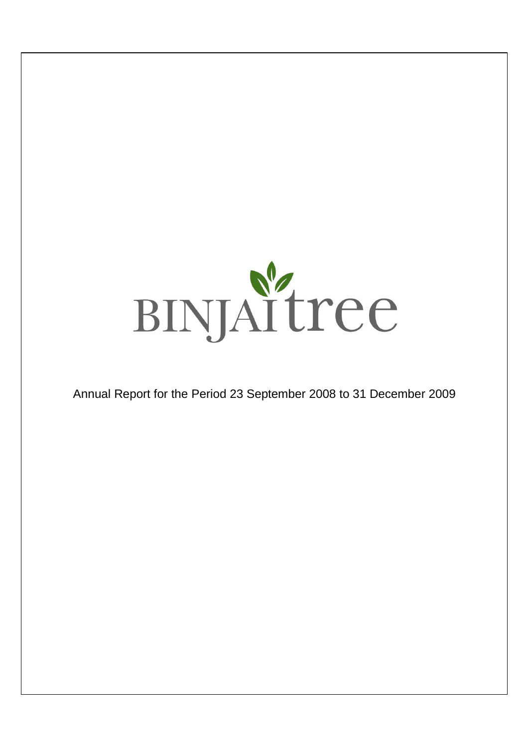# BINJAItree

Annual Report for the Period 23 September 2008 to 31 December 2009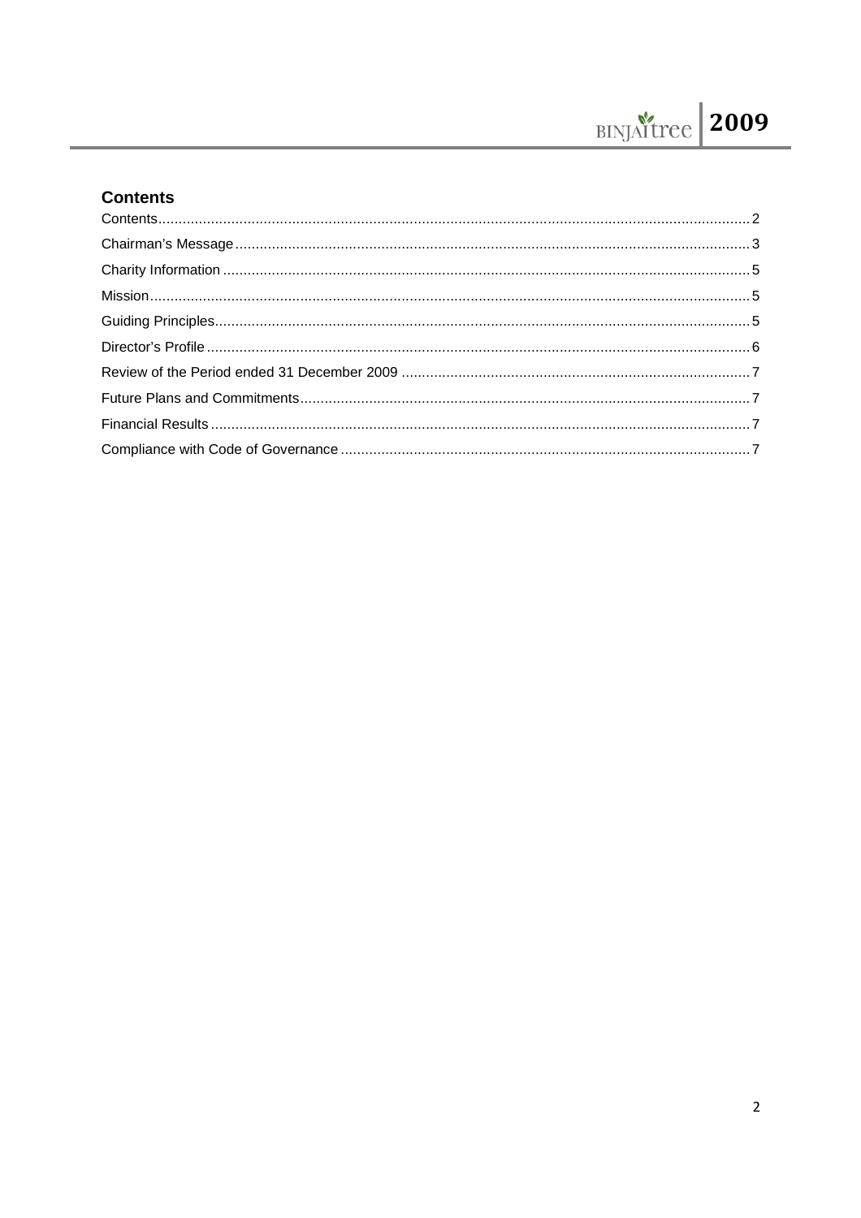## Contents

- Contents ..... 2
- Chairman's Message ..... 3
- Charity Information ..... 5
- Mission ..... 5
- Guiding Principles ..... 5
- Director's Profile ..... 6
- Review of the Period ended 31 December 2009 ..... 7
- Future Plans and Commitments ..... 7
- Financial Results ..... 7
- Compliance with Code of Governance ..... 7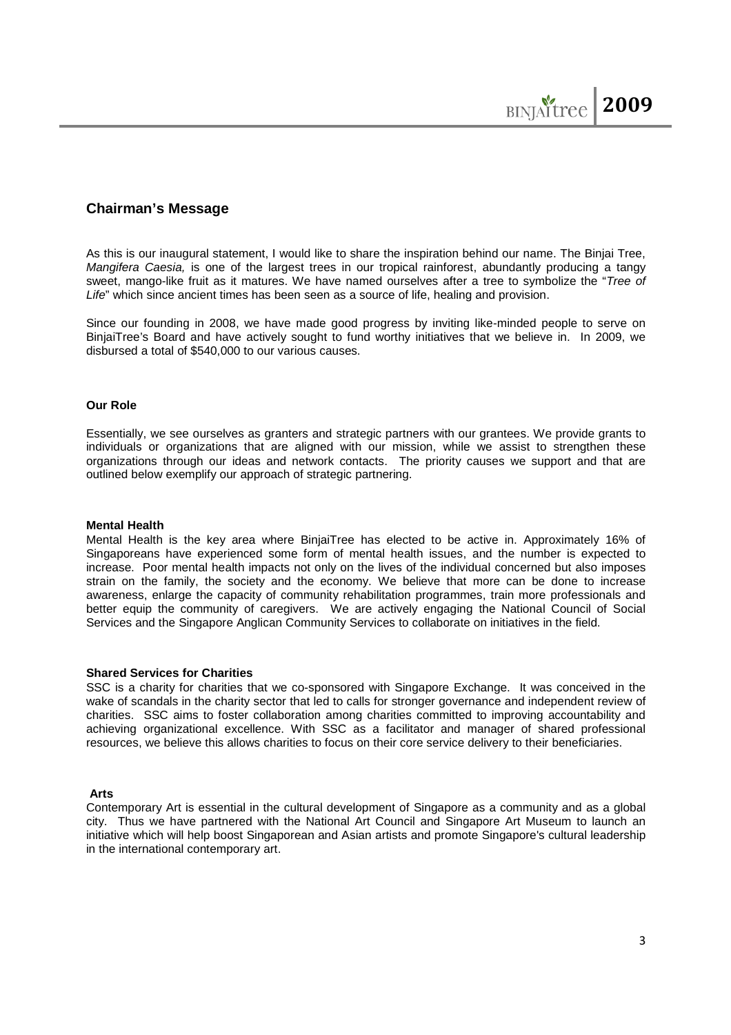## Chairman's Message

As this is our inaugural statement, I would like to share the inspiration behind our name. The Binjai Tree, *Mangifera Caesia,* is one of the largest trees in our tropical rainforest, abundantly producing a tangy sweet, mango-like fruit as it matures. We have named ourselves after a tree to symbolize the "*Tree of Life*" which since ancient times has been seen as a source of life, healing and provision.

Since our founding in 2008, we have made good progress by inviting like-minded people to serve on BinjaiTree's Board and have actively sought to fund worthy initiatives that we believe in. In 2009, we disbursed a total of $540,000 to our various causes.

### Our Role

Essentially, we see ourselves as granters and strategic partners with our grantees. We provide grants to individuals or organizations that are aligned with our mission, while we assist to strengthen these organizations through our ideas and network contacts. The priority causes we support and that are outlined below exemplify our approach of strategic partnering.

### Mental Health

Mental Health is the key area where BinjaiTree has elected to be active in. Approximately 16% of Singaporeans have experienced some form of mental health issues, and the number is expected to increase. Poor mental health impacts not only on the lives of the individual concerned but also imposes strain on the family, the society and the economy. We believe that more can be done to increase awareness, enlarge the capacity of community rehabilitation programmes, train more professionals and better equip the community of caregivers. We are actively engaging the National Council of Social Services and the Singapore Anglican Community Services to collaborate on initiatives in the field.

### Shared Services for Charities

SSC is a charity for charities that we co-sponsored with Singapore Exchange. It was conceived in the wake of scandals in the charity sector that led to calls for stronger governance and independent review of charities. SSC aims to foster collaboration among charities committed to improving accountability and achieving organizational excellence. With SSC as a facilitator and manager of shared professional resources, we believe this allows charities to focus on their core service delivery to their beneficiaries.

### Arts

Contemporary Art is essential in the cultural development of Singapore as a community and as a global city. Thus we have partnered with the National Art Council and Singapore Art Museum to launch an initiative which will help boost Singaporean and Asian artists and promote Singapore's cultural leadership in the international contemporary art.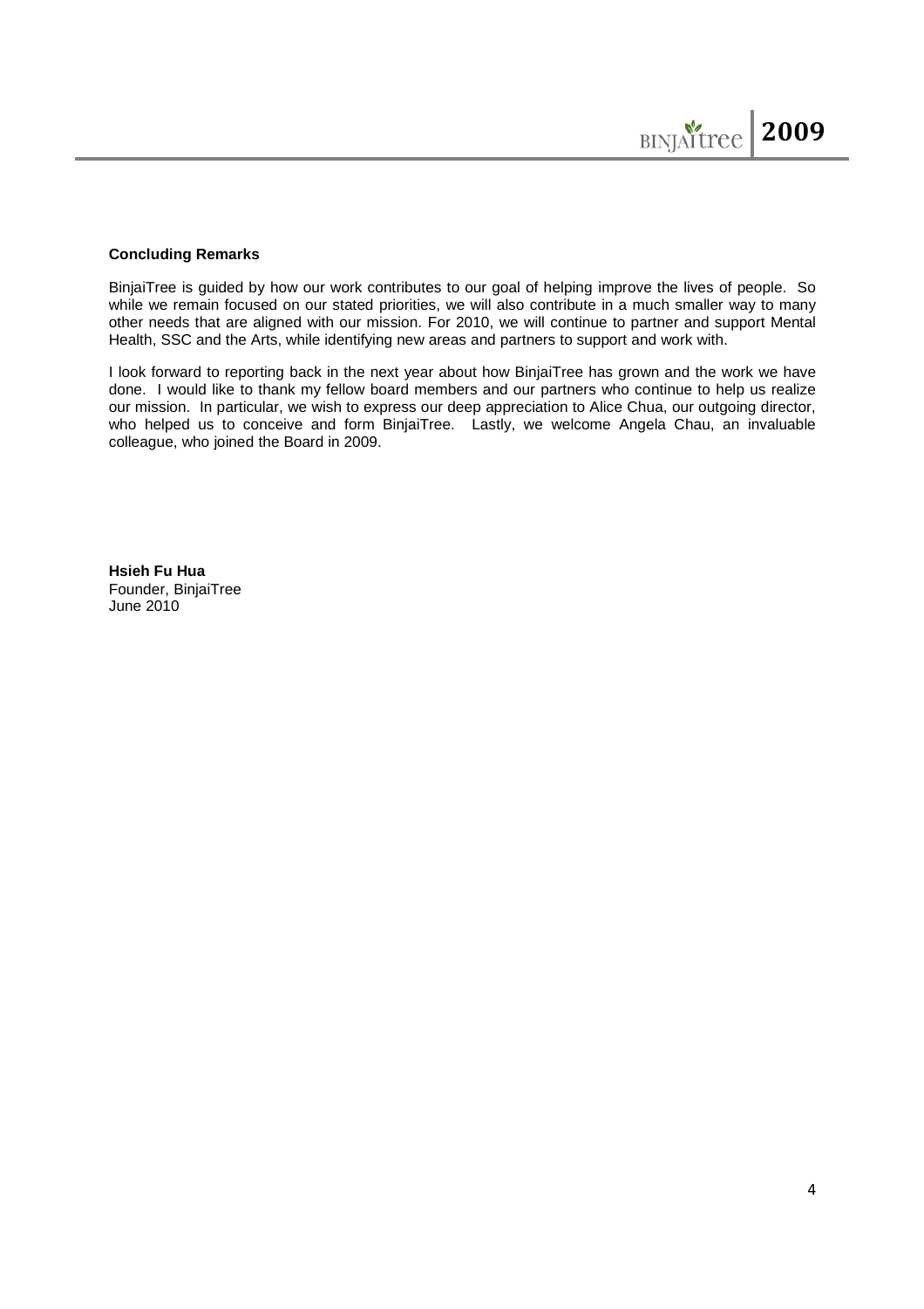**Concluding Remarks**

BinjaiTree is guided by how our work contributes to our goal of helping improve the lives of people. So while we remain focused on our stated priorities, we will also contribute in a much smaller way to many other needs that are aligned with our mission. For 2010, we will continue to partner and support Mental Health, SSC and the Arts, while identifying new areas and partners to support and work with.

I look forward to reporting back in the next year about how BinjaiTree has grown and the work we have done. I would like to thank my fellow board members and our partners who continue to help us realize our mission. In particular, we wish to express our deep appreciation to Alice Chua, our outgoing director, who helped us to conceive and form BinjaiTree. Lastly, we welcome Angela Chau, an invaluable colleague, who joined the Board in 2009.

**Hsieh Fu Hua**
Founder, BinjaiTree
June 2010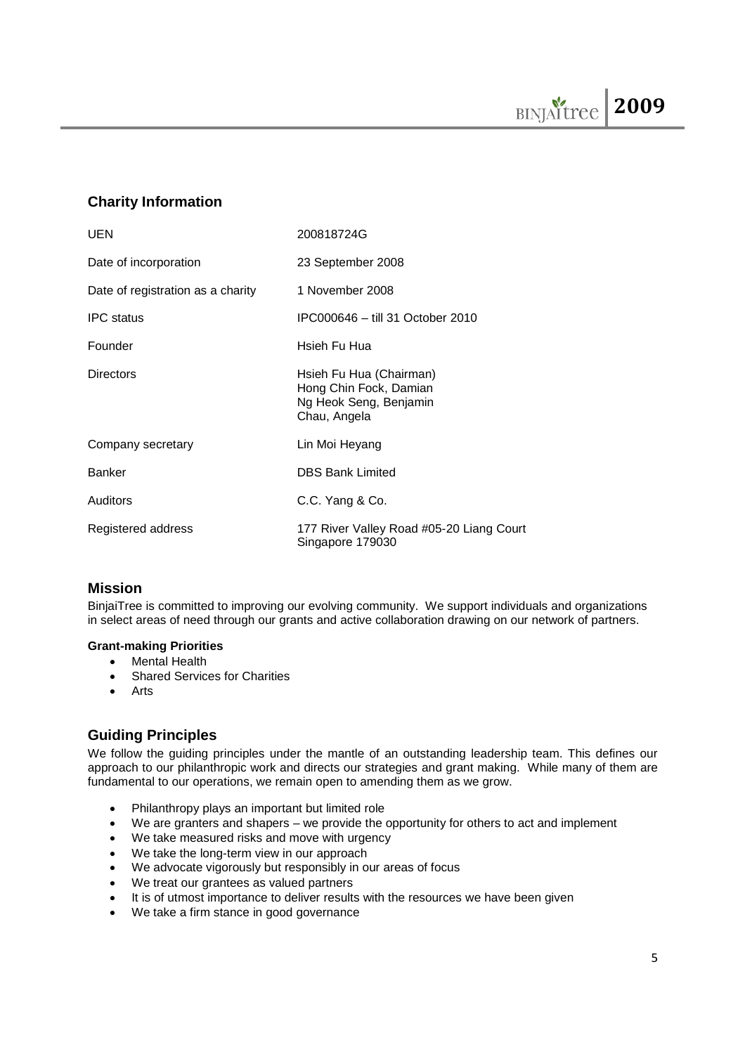## Charity Information

| | |
|---|---|
| UEN | 200818724G |
| Date of incorporation | 23 September 2008 |
| Date of registration as a charity | 1 November 2008 |
| IPC status | IPC000646 – till 31 October 2010 |
| Founder | Hsieh Fu Hua |
| Directors | Hsieh Fu Hua (Chairman)<br>Hong Chin Fock, Damian<br>Ng Heok Seng, Benjamin<br>Chau, Angela |
| Company secretary | Lin Moi Heyang |
| Banker | DBS Bank Limited |
| Auditors | C.C. Yang & Co. |
| Registered address | 177 River Valley Road #05-20 Liang Court<br>Singapore 179030 |

## Mission

BinjaiTree is committed to improving our evolving community. We support individuals and organizations in select areas of need through our grants and active collaboration drawing on our network of partners.

**Grant-making Priorities**

- Mental Health
- Shared Services for Charities
- Arts

## Guiding Principles

We follow the guiding principles under the mantle of an outstanding leadership team. This defines our approach to our philanthropic work and directs our strategies and grant making. While many of them are fundamental to our operations, we remain open to amending them as we grow.

- Philanthropy plays an important but limited role
- We are granters and shapers – we provide the opportunity for others to act and implement
- We take measured risks and move with urgency
- We take the long-term view in our approach
- We advocate vigorously but responsibly in our areas of focus
- We treat our grantees as valued partners
- It is of utmost importance to deliver results with the resources we have been given
- We take a firm stance in good governance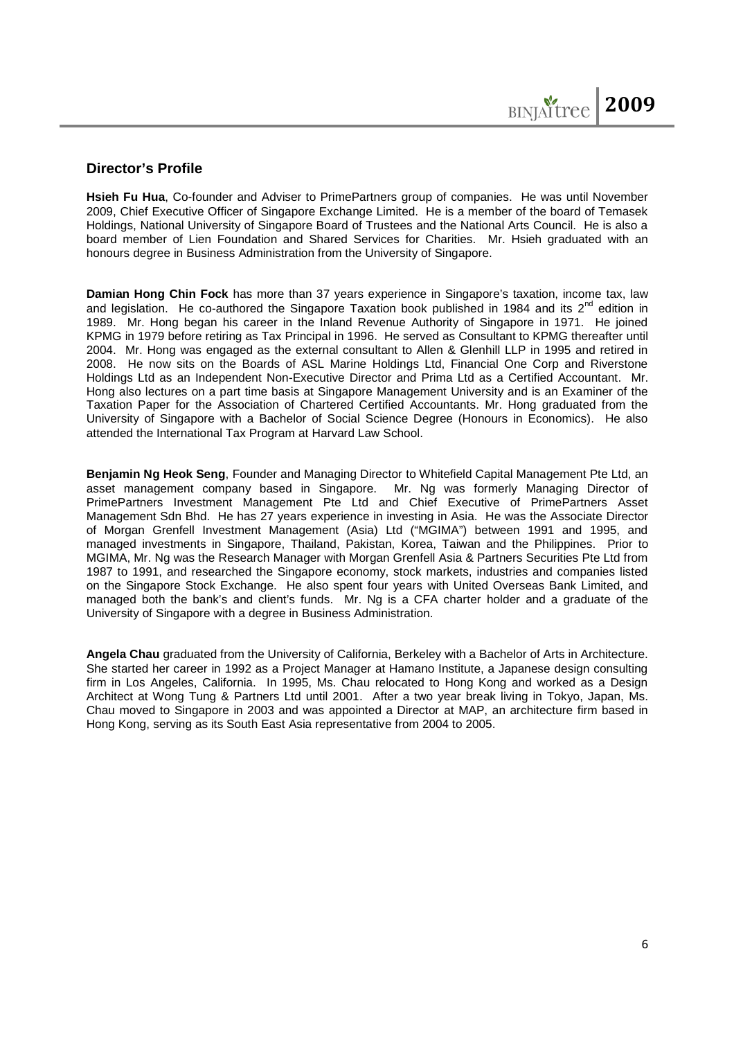## Director's Profile

**Hsieh Fu Hua**, Co-founder and Adviser to PrimePartners group of companies. He was until November 2009, Chief Executive Officer of Singapore Exchange Limited. He is a member of the board of Temasek Holdings, National University of Singapore Board of Trustees and the National Arts Council. He is also a board member of Lien Foundation and Shared Services for Charities. Mr. Hsieh graduated with an honours degree in Business Administration from the University of Singapore.

**Damian Hong Chin Fock** has more than 37 years experience in Singapore's taxation, income tax, law and legislation. He co-authored the Singapore Taxation book published in 1984 and its 2nd edition in 1989. Mr. Hong began his career in the Inland Revenue Authority of Singapore in 1971. He joined KPMG in 1979 before retiring as Tax Principal in 1996. He served as Consultant to KPMG thereafter until 2004. Mr. Hong was engaged as the external consultant to Allen & Glenhill LLP in 1995 and retired in 2008. He now sits on the Boards of ASL Marine Holdings Ltd, Financial One Corp and Riverstone Holdings Ltd as an Independent Non-Executive Director and Prima Ltd as a Certified Accountant. Mr. Hong also lectures on a part time basis at Singapore Management University and is an Examiner of the Taxation Paper for the Association of Chartered Certified Accountants. Mr. Hong graduated from the University of Singapore with a Bachelor of Social Science Degree (Honours in Economics). He also attended the International Tax Program at Harvard Law School.

**Benjamin Ng Heok Seng**, Founder and Managing Director to Whitefield Capital Management Pte Ltd, an asset management company based in Singapore. Mr. Ng was formerly Managing Director of PrimePartners Investment Management Pte Ltd and Chief Executive of PrimePartners Asset Management Sdn Bhd. He has 27 years experience in investing in Asia. He was the Associate Director of Morgan Grenfell Investment Management (Asia) Ltd ("MGIMA") between 1991 and 1995, and managed investments in Singapore, Thailand, Pakistan, Korea, Taiwan and the Philippines. Prior to MGIMA, Mr. Ng was the Research Manager with Morgan Grenfell Asia & Partners Securities Pte Ltd from 1987 to 1991, and researched the Singapore economy, stock markets, industries and companies listed on the Singapore Stock Exchange. He also spent four years with United Overseas Bank Limited, and managed both the bank's and client's funds. Mr. Ng is a CFA charter holder and a graduate of the University of Singapore with a degree in Business Administration.

**Angela Chau** graduated from the University of California, Berkeley with a Bachelor of Arts in Architecture. She started her career in 1992 as a Project Manager at Hamano Institute, a Japanese design consulting firm in Los Angeles, California. In 1995, Ms. Chau relocated to Hong Kong and worked as a Design Architect at Wong Tung & Partners Ltd until 2001. After a two year break living in Tokyo, Japan, Ms. Chau moved to Singapore in 2003 and was appointed a Director at MAP, an architecture firm based in Hong Kong, serving as its South East Asia representative from 2004 to 2005.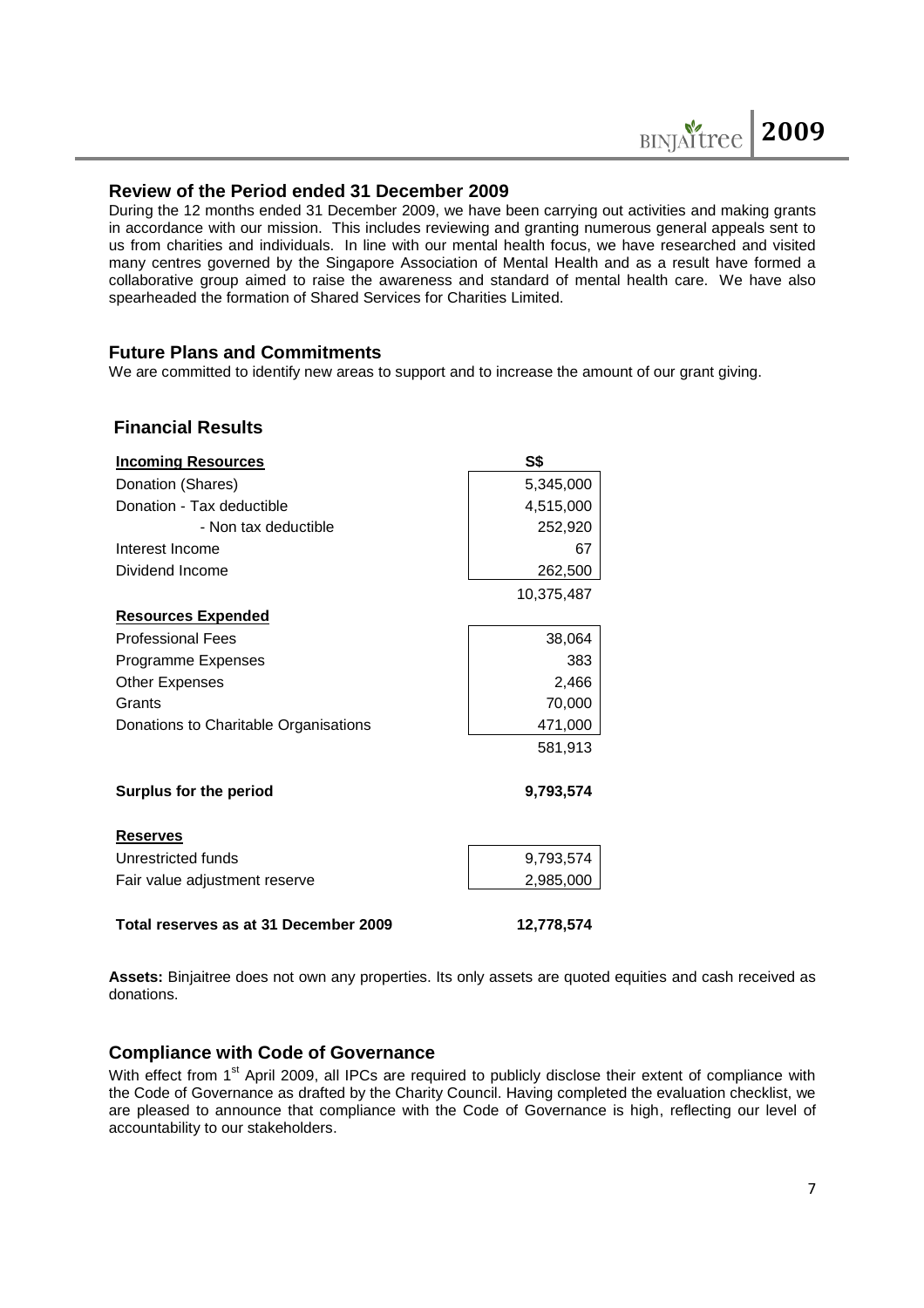## Review of the Period ended 31 December 2009

During the 12 months ended 31 December 2009, we have been carrying out activities and making grants in accordance with our mission. This includes reviewing and granting numerous general appeals sent to us from charities and individuals. In line with our mental health focus, we have researched and visited many centres governed by the Singapore Association of Mental Health and as a result have formed a collaborative group aimed to raise the awareness and standard of mental health care. We have also spearheaded the formation of Shared Services for Charities Limited.

## Future Plans and Commitments

We are committed to identify new areas to support and to increase the amount of our grant giving.

## Financial Results

| | |
|---|---|
| **Incoming Resources** | **S$** |
| Donation (Shares) | 5,345,000 |
| Donation - Tax deductible | 4,515,000 |
| - Non tax deductible | 252,920 |
| Interest Income | 67 |
| Dividend Income | 262,500 |
| | 10,375,487 |
| **Resources Expended** | |
| Professional Fees | 38,064 |
| Programme Expenses | 383 |
| Other Expenses | 2,466 |
| Grants | 70,000 |
| Donations to Charitable Organisations | 471,000 |
| | 581,913 |
| **Surplus for the period** | **9,793,574** |
| **Reserves** | |
| Unrestricted funds | 9,793,574 |
| Fair value adjustment reserve | 2,985,000 |
| **Total reserves as at 31 December 2009** | **12,778,574** |

**Assets:** Binjaitree does not own any properties. Its only assets are quoted equities and cash received as donations.

## Compliance with Code of Governance

With effect from 1st April 2009, all IPCs are required to publicly disclose their extent of compliance with the Code of Governance as drafted by the Charity Council. Having completed the evaluation checklist, we are pleased to announce that compliance with the Code of Governance is high, reflecting our level of accountability to our stakeholders.